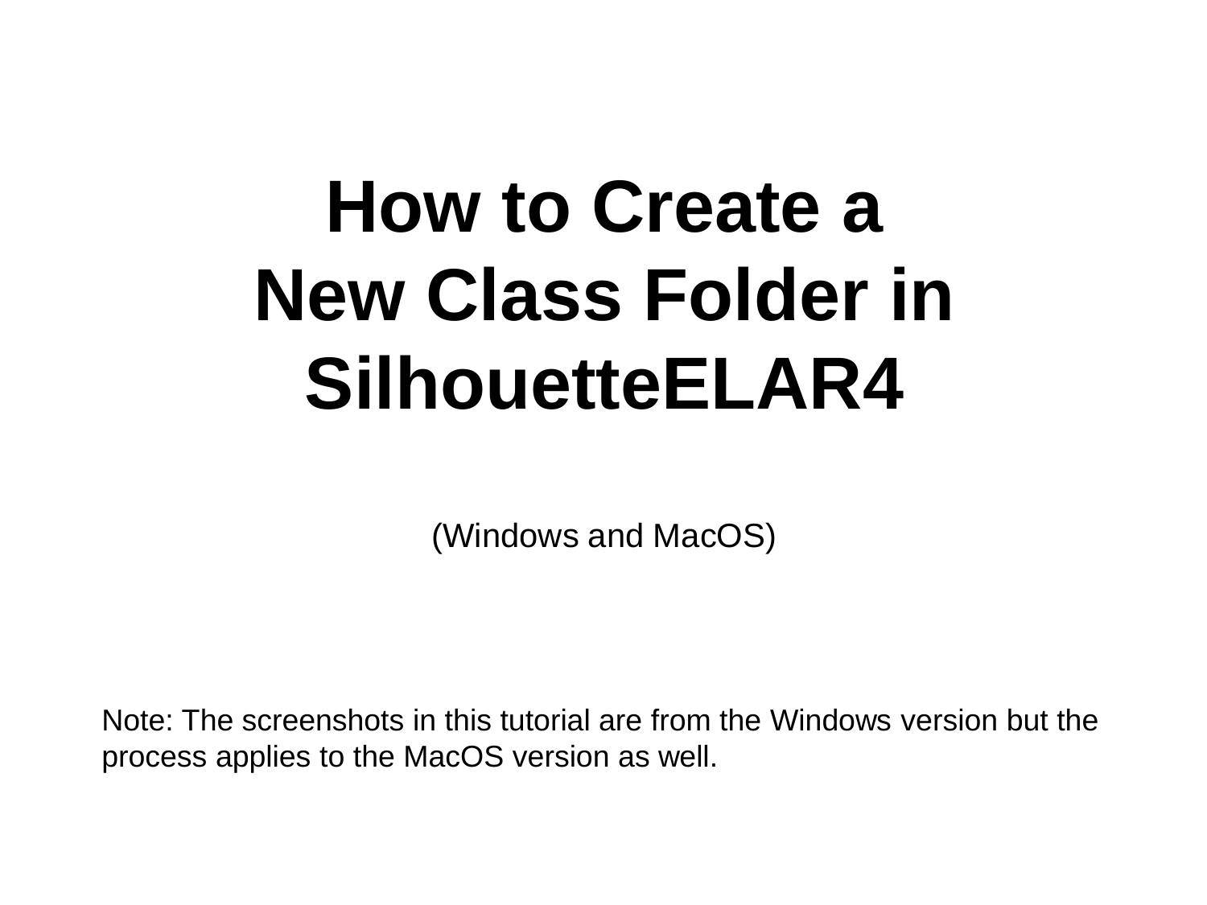# How to Create a New Class Folder in SilhouetteELAR4

(Windows and MacOS)

Note: The screenshots in this tutorial are from the Windows version but the process applies to the MacOS version as well.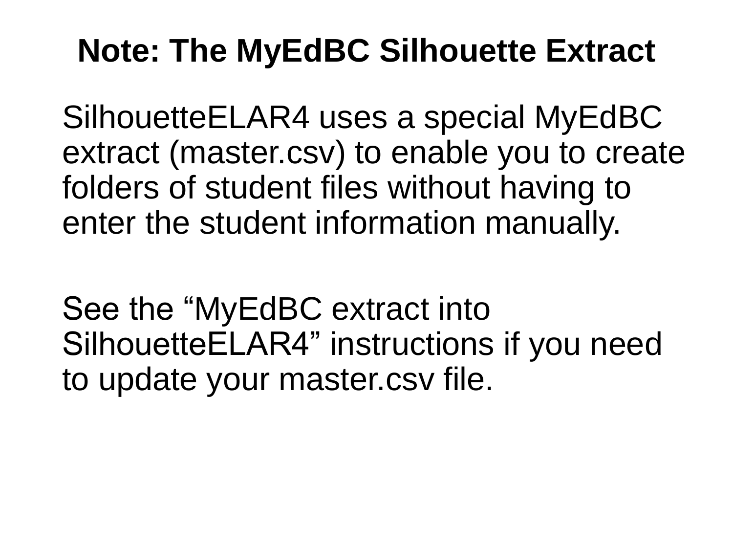# Note: The MyEdBC Silhouette Extract

SilhouetteELAR4 uses a special MyEdBC extract (master.csv) to enable you to create folders of student files without having to enter the student information manually.

See the “MyEdBC extract into SilhouetteELAR4” instructions if you need to update your master.csv file.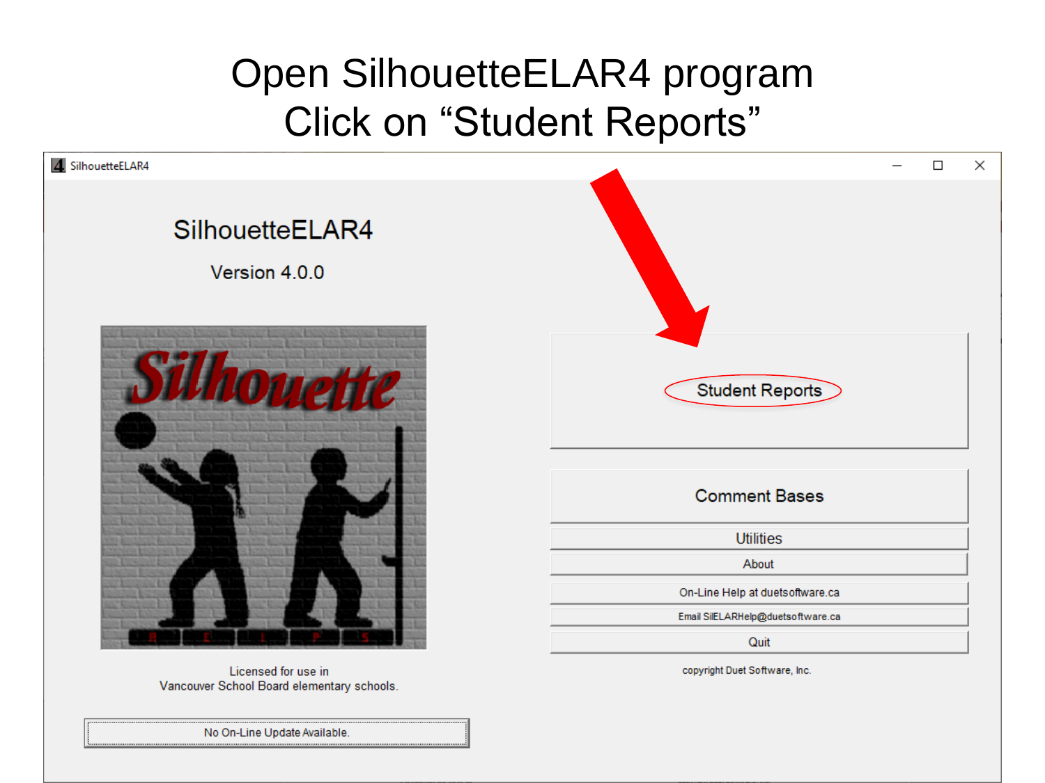# Open SilhouetteELAR4 program
# Click on “Student Reports”

SilhouetteELAR4

SilhouetteELAR4

Version 4.0.0

Student Reports

Comment Bases

Utilities

About

On-Line Help at duetsoftware.ca

Email SilELARHelp@duetsoftware.ca

Quit

copyright Duet Software, Inc.

Licensed for use in
Vancouver School Board elementary schools.

No On-Line Update Available.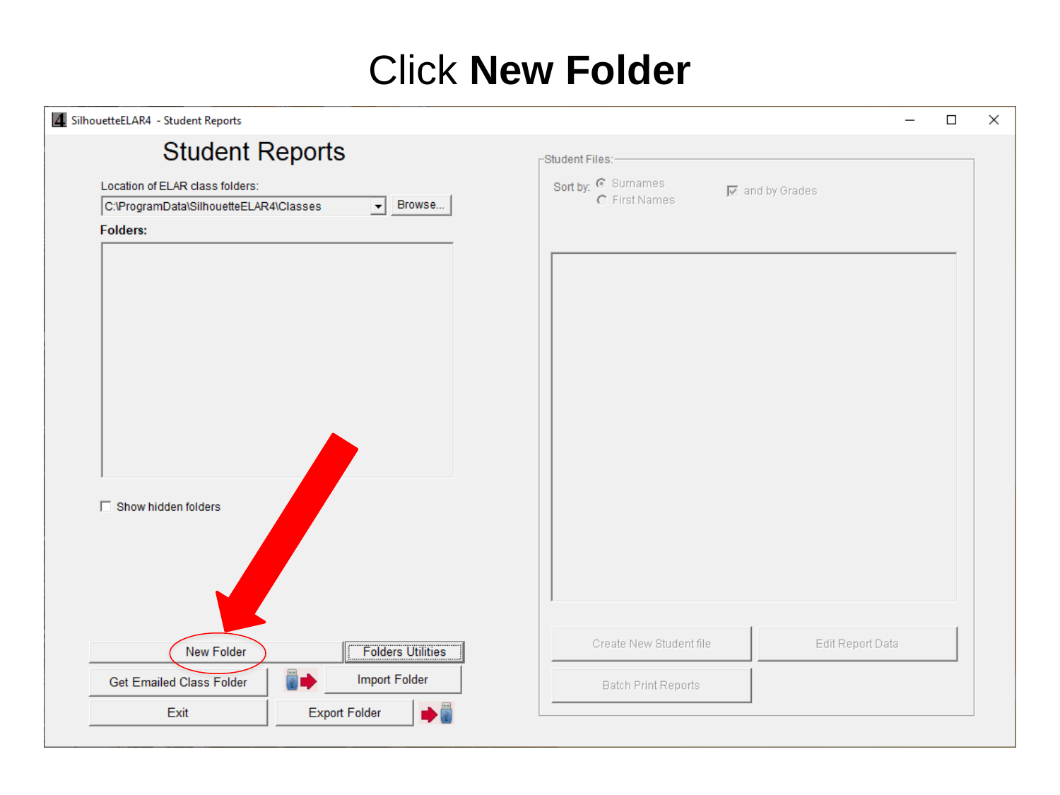# Click **New Folder**

SilhouetteELAR4 - Student Reports

Student Reports

Location of ELAR class folders:

C:\ProgramData\SilhouetteELAR4\Classes

Browse...

**Folders:**

Show hidden folders

New Folder

Folders Utilities

Get Emailed Class Folder

Import Folder

Exit

Export Folder

Student Files:

Sort by: Surnames

First Names

and by Grades

Create New Student file

Edit Report Data

Batch Print Reports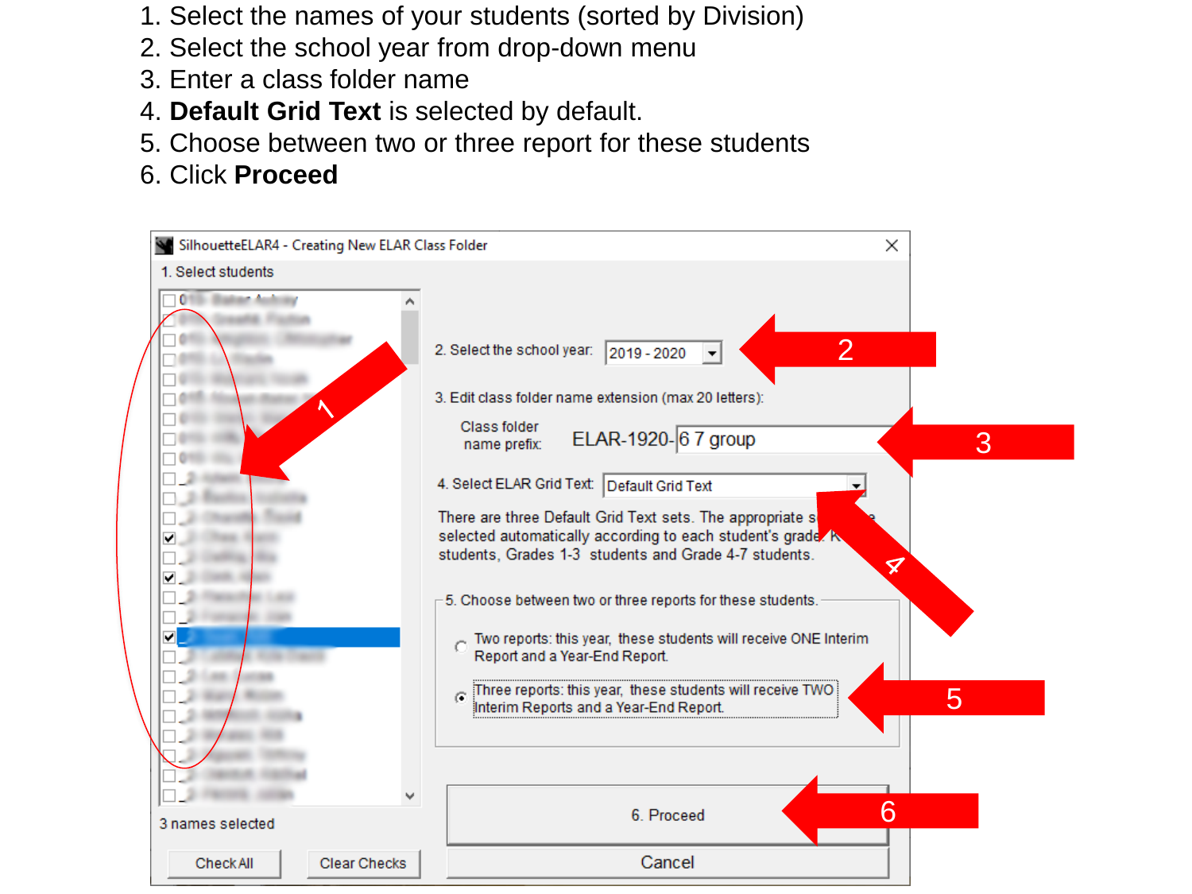1. Select the names of your students (sorted by Division)
2. Select the school year from drop-down menu
3. Enter a class folder name
4. **Default Grid Text** is selected by default.
5. Choose between two or three report for these students
6. Click **Proceed**

SilhouetteELAR4 - Creating New ELAR Class Folder

1. Select students

3 names selected

Check All

Clear Checks

2. Select the school year: 2019 - 2020

3. Edit class folder name extension (max 20 letters):

Class folder name prefix: ELAR-1920- 6 7 group

4. Select ELAR Grid Text: Default Grid Text

There are three Default Grid Text sets. The appropriate s... selected automatically according to each student's grade. K... students, Grades 1-3 students and Grade 4-7 students.

5. Choose between two or three reports for these students.

Two reports: this year, these students will receive ONE Interim Report and a Year-End Report.

Three reports: this year, these students will receive TWO Interim Reports and a Year-End Report.

6. Proceed

Cancel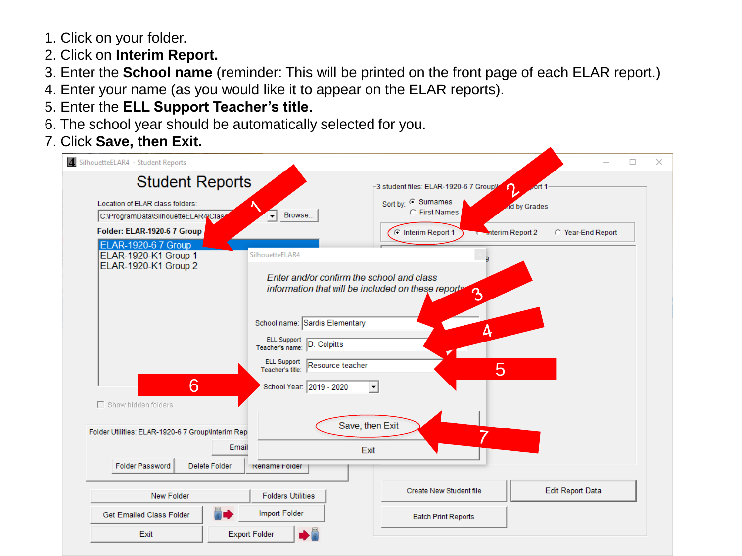1. Click on your folder.
2. Click on **Interim Report.**
3. Enter the **School name** (reminder: This will be printed on the front page of each ELAR report.)
4. Enter your name (as you would like it to appear on the ELAR reports).
5. Enter the **ELL Support Teacher's title.**
6. The school year should be automatically selected for you.
7. Click **Save, then Exit.**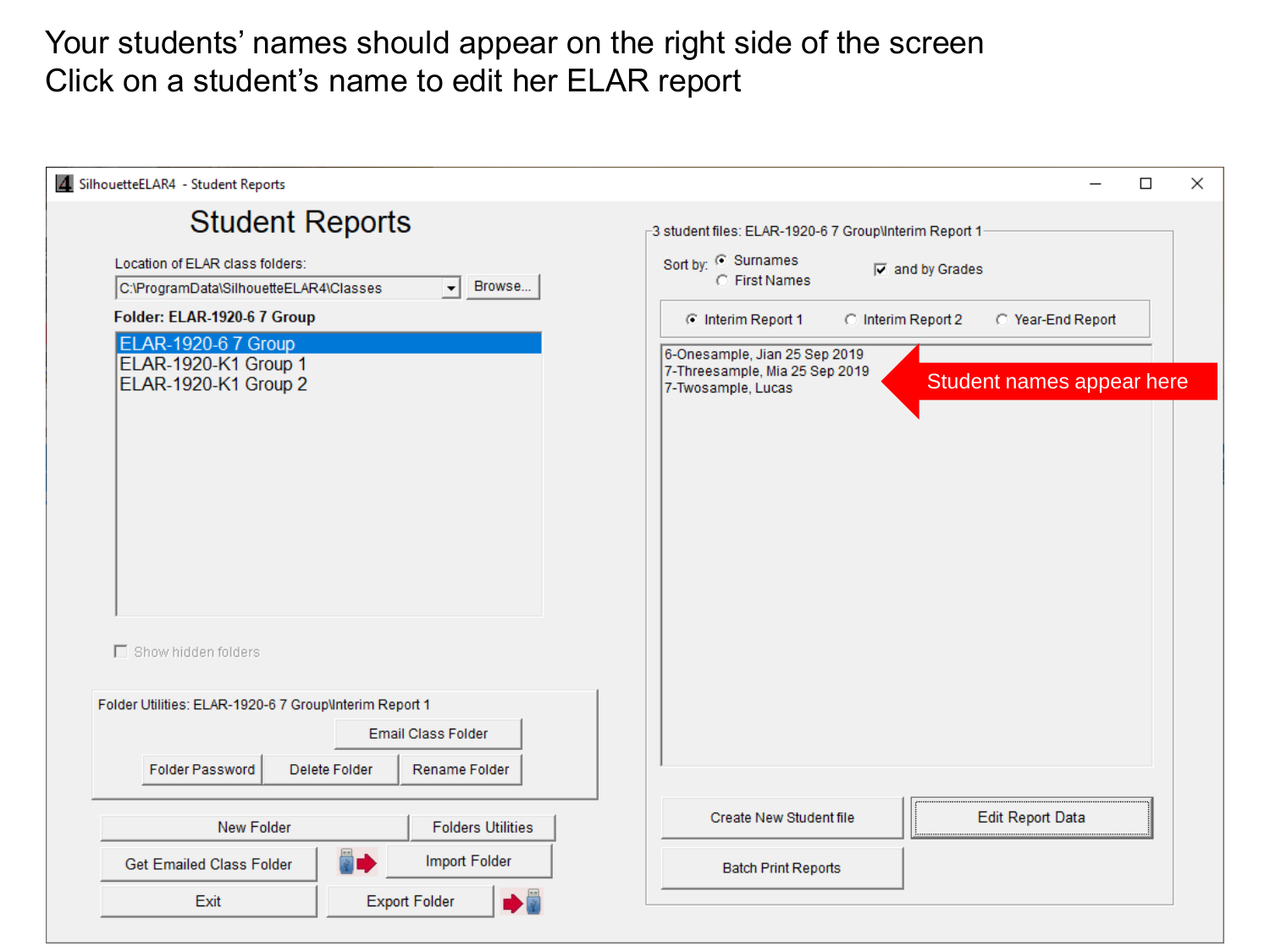Your students' names should appear on the right side of the screen
Click on a student's name to edit her ELAR report

SilhouetteELAR4 - Student Reports

Student Reports

Location of ELAR class folders:
C:\ProgramData\SilhouetteELAR4\Classes
Browse...

Folder: ELAR-1920-6 7 Group

ELAR-1920-6 7 Group
ELAR-1920-K1 Group 1
ELAR-1920-K1 Group 2

Show hidden folders

Folder Utilities: ELAR-1920-6 7 Group\Interim Report 1
Email Class Folder
Folder Password
Delete Folder
Rename Folder

New Folder
Folders Utilities
Get Emailed Class Folder
Import Folder
Exit
Export Folder

3 student files: ELAR-1920-6 7 Group\Interim Report 1

Sort by: Surnames
First Names
and by Grades

Interim Report 1
Interim Report 2
Year-End Report

6-Onesample, Jian 25 Sep 2019
7-Threesample, Mia 25 Sep 2019
7-Twosample, Lucas

Student names appear here

Create New Student file
Edit Report Data
Batch Print Reports